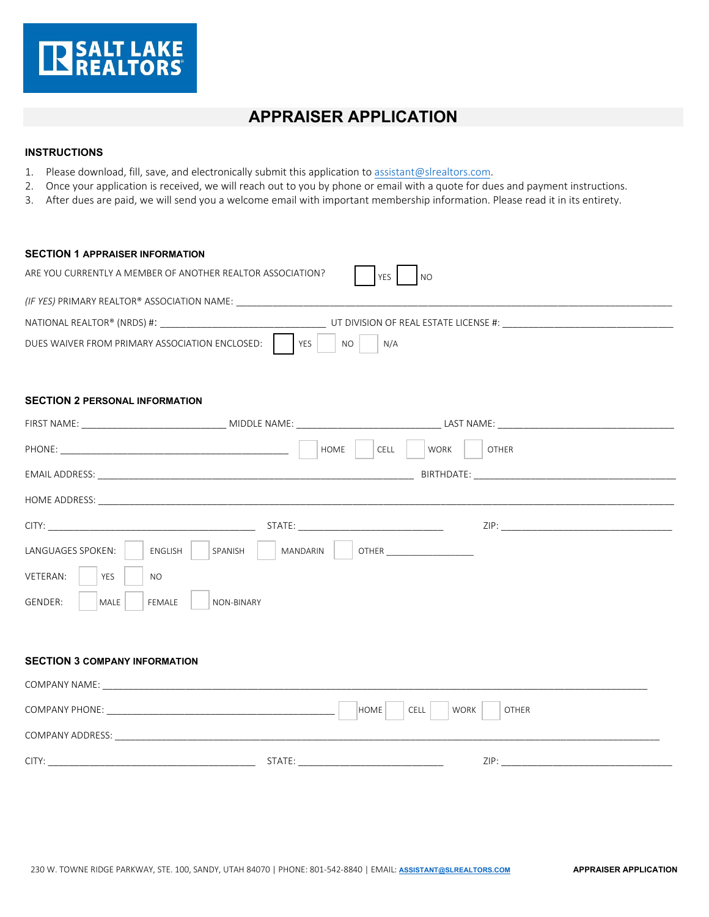SALT LAKE REALTORS

# APPRAISER APPLICATION

## INSTRUCTIONS

1. Please download, fill, save, and electronically submit this application to assistant@slrealtors.com.
2. Once your application is received, we will reach out to you by phone or email with a quote for dues and payment instructions.
3. After dues are paid, we will send you a welcome email with important membership information. Please read it in its entirety.

## SECTION 1 APPRAISER INFORMATION

ARE YOU CURRENTLY A MEMBER OF ANOTHER REALTOR ASSOCIATION? ☐ YES ☐ NO

*(IF YES)* PRIMARY REALTOR® ASSOCIATION NAME: ____________________

NATIONAL REALTOR® (NRDS) #: ____________________ UT DIVISION OF REAL ESTATE LICENSE #: ____________________

DUES WAIVER FROM PRIMARY ASSOCIATION ENCLOSED: ☐ YES ☐ NO ☐ N/A

## SECTION 2 PERSONAL INFORMATION

FIRST NAME: ____________________ MIDDLE NAME: ____________________ LAST NAME: ____________________

PHONE: ____________________ ☐ HOME ☐ CELL ☐ WORK ☐ OTHER

EMAIL ADDRESS: ____________________ BIRTHDATE: ____________________

HOME ADDRESS: ____________________

CITY: ____________________ STATE: ____________________ ZIP: ____________________

LANGUAGES SPOKEN: ☐ ENGLISH ☐ SPANISH ☐ MANDARIN ☐ OTHER ____________

VETERAN: ☐ YES ☐ NO

GENDER: ☐ MALE ☐ FEMALE ☐ NON-BINARY

## SECTION 3 COMPANY INFORMATION

COMPANY NAME: ____________________

COMPANY PHONE: ____________________ ☐ HOME ☐ CELL ☐ WORK ☐ OTHER

COMPANY ADDRESS: ____________________

CITY: ____________________ STATE: ____________________ ZIP: ____________________

230 W. TOWNE RIDGE PARKWAY, STE. 100, SANDY, UTAH 84070 | PHONE: 801-542-8840 | EMAIL: ASSISTANT@SLREALTORS.COM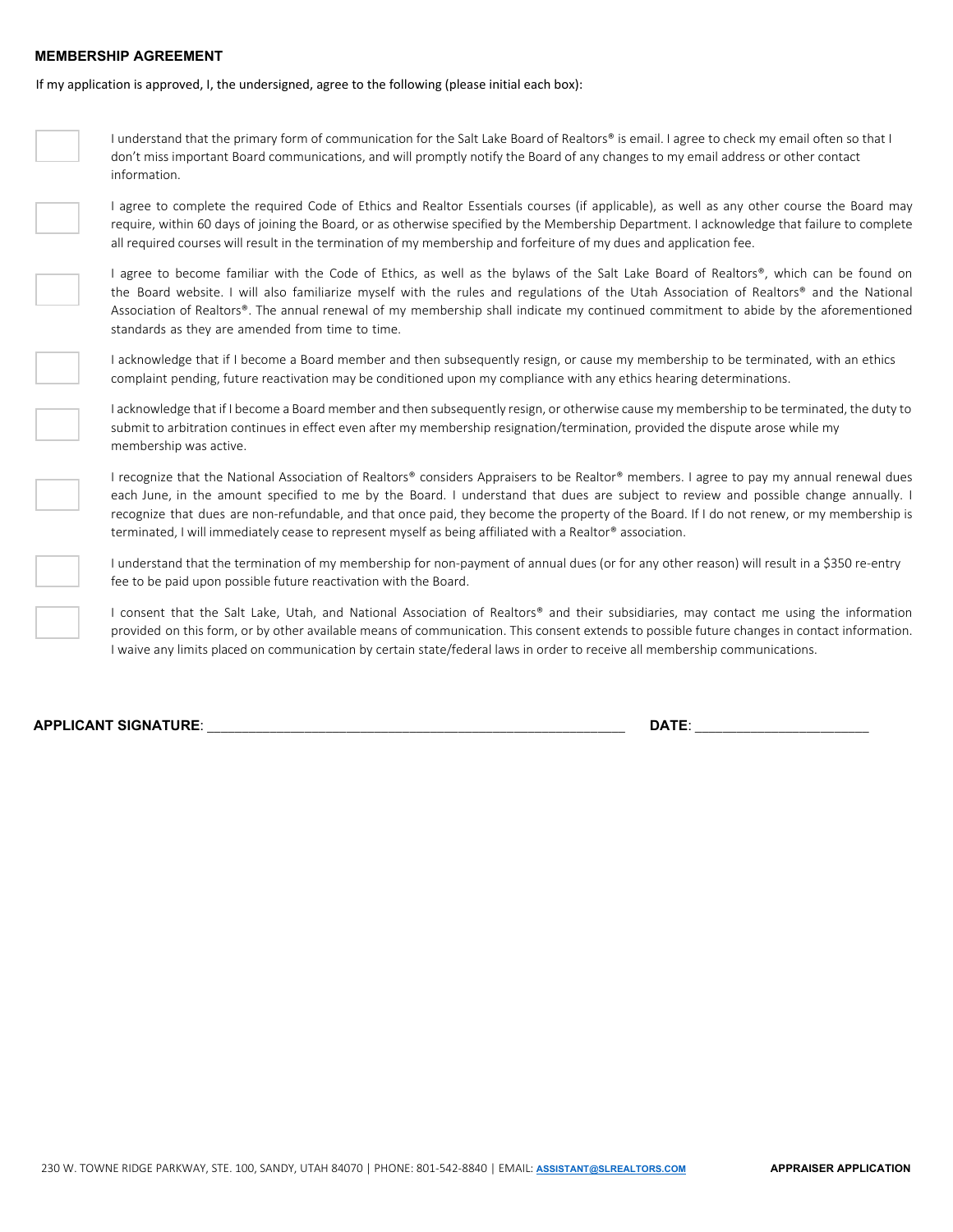## MEMBERSHIP AGREEMENT

If my application is approved, I, the undersigned, agree to the following (please initial each box):

☐ I understand that the primary form of communication for the Salt Lake Board of Realtors® is email. I agree to check my email often so that I don't miss important Board communications, and will promptly notify the Board of any changes to my email address or other contact information.

☐ I agree to complete the required Code of Ethics and Realtor Essentials courses (if applicable), as well as any other course the Board may require, within 60 days of joining the Board, or as otherwise specified by the Membership Department. I acknowledge that failure to complete all required courses will result in the termination of my membership and forfeiture of my dues and application fee.

☐ I agree to become familiar with the Code of Ethics, as well as the bylaws of the Salt Lake Board of Realtors®, which can be found on the Board website. I will also familiarize myself with the rules and regulations of the Utah Association of Realtors® and the National Association of Realtors®. The annual renewal of my membership shall indicate my continued commitment to abide by the aforementioned standards as they are amended from time to time.

☐ I acknowledge that if I become a Board member and then subsequently resign, or cause my membership to be terminated, with an ethics complaint pending, future reactivation may be conditioned upon my compliance with any ethics hearing determinations.

☐ I acknowledge that if I become a Board member and then subsequently resign, or otherwise cause my membership to be terminated, the duty to submit to arbitration continues in effect even after my membership resignation/termination, provided the dispute arose while my membership was active.

☐ I recognize that the National Association of Realtors® considers Appraisers to be Realtor® members. I agree to pay my annual renewal dues each June, in the amount specified to me by the Board. I understand that dues are subject to review and possible change annually. I recognize that dues are non-refundable, and that once paid, they become the property of the Board. If I do not renew, or my membership is terminated, I will immediately cease to represent myself as being affiliated with a Realtor® association.

☐ I understand that the termination of my membership for non-payment of annual dues (or for any other reason) will result in a $350 re-entry fee to be paid upon possible future reactivation with the Board.

☐ I consent that the Salt Lake, Utah, and National Association of Realtors® and their subsidiaries, may contact me using the information provided on this form, or by other available means of communication. This consent extends to possible future changes in contact information. I waive any limits placed on communication by certain state/federal laws in order to receive all membership communications.

**APPLICANT SIGNATURE**: ________________________________________________ **DATE**: ____________________

230 W. TOWNE RIDGE PARKWAY, STE. 100, SANDY, UTAH 84070 | PHONE: 801-542-8840 | EMAIL: ASSISTANT@SLREALTORS.COM **APPRAISER APPLICATION**